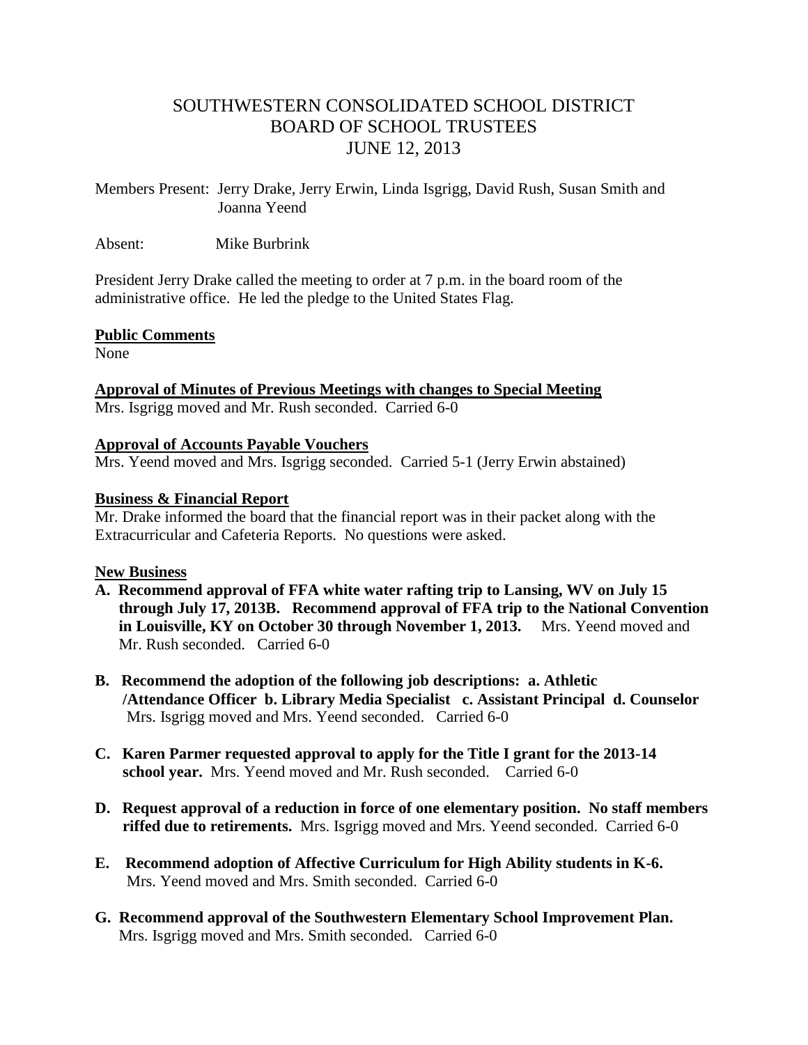# SOUTHWESTERN CONSOLIDATED SCHOOL DISTRICT
# BOARD OF SCHOOL TRUSTEES
# JUNE 12, 2013

Members Present: Jerry Drake, Jerry Erwin, Linda Isgrigg, David Rush, Susan Smith and Joanna Yeend

Absent: Mike Burbrink

President Jerry Drake called the meeting to order at 7 p.m. in the board room of the administrative office. He led the pledge to the United States Flag.

**Public Comments**

None

**Approval of Minutes of Previous Meetings with changes to Special Meeting**

Mrs. Isgrigg moved and Mr. Rush seconded. Carried 6-0

**Approval of Accounts Payable Vouchers**

Mrs. Yeend moved and Mrs. Isgrigg seconded. Carried 5-1 (Jerry Erwin abstained)

**Business & Financial Report**

Mr. Drake informed the board that the financial report was in their packet along with the Extracurricular and Cafeteria Reports. No questions were asked.

**New Business**

**A. Recommend approval of FFA white water rafting trip to Lansing, WV on July 15 through July 17, 2013B. Recommend approval of FFA trip to the National Convention in Louisville, KY on October 30 through November 1, 2013.** Mrs. Yeend moved and Mr. Rush seconded. Carried 6-0

**B. Recommend the adoption of the following job descriptions: a. Athletic /Attendance Officer b. Library Media Specialist c. Assistant Principal d. Counselor** Mrs. Isgrigg moved and Mrs. Yeend seconded. Carried 6-0

**C. Karen Parmer requested approval to apply for the Title I grant for the 2013-14 school year.** Mrs. Yeend moved and Mr. Rush seconded. Carried 6-0

**D. Request approval of a reduction in force of one elementary position. No staff members riffed due to retirements.** Mrs. Isgrigg moved and Mrs. Yeend seconded. Carried 6-0

**E. Recommend adoption of Affective Curriculum for High Ability students in K-6.** Mrs. Yeend moved and Mrs. Smith seconded. Carried 6-0

**G. Recommend approval of the Southwestern Elementary School Improvement Plan.** Mrs. Isgrigg moved and Mrs. Smith seconded. Carried 6-0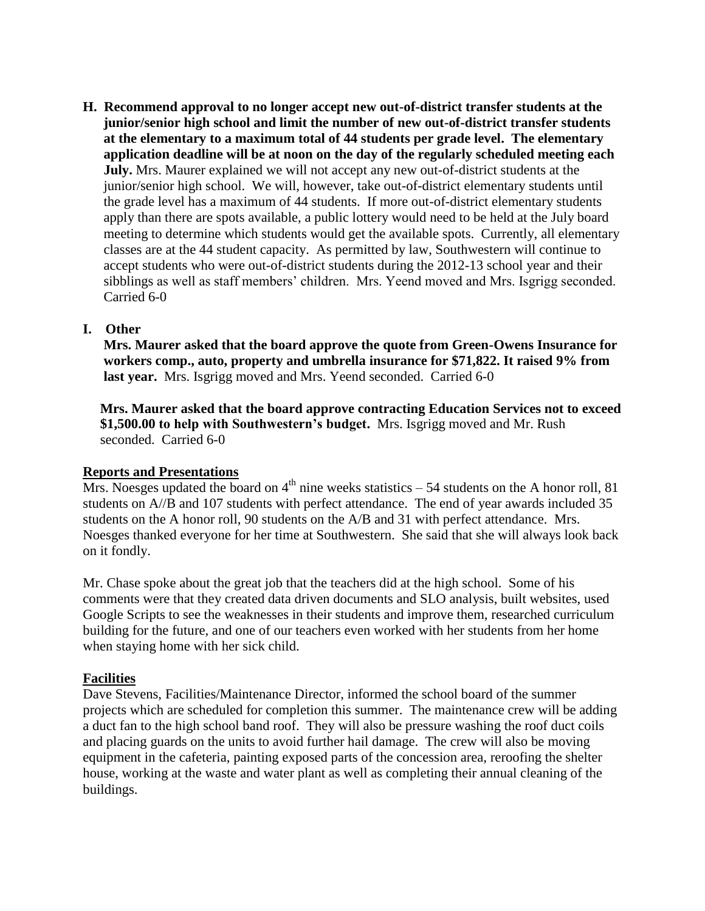**H. Recommend approval to no longer accept new out-of-district transfer students at the junior/senior high school and limit the number of new out-of-district transfer students at the elementary to a maximum total of 44 students per grade level. The elementary application deadline will be at noon on the day of the regularly scheduled meeting each July.** Mrs. Maurer explained we will not accept any new out-of-district students at the junior/senior high school. We will, however, take out-of-district elementary students until the grade level has a maximum of 44 students. If more out-of-district elementary students apply than there are spots available, a public lottery would need to be held at the July board meeting to determine which students would get the available spots. Currently, all elementary classes are at the 44 student capacity. As permitted by law, Southwestern will continue to accept students who were out-of-district students during the 2012-13 school year and their sibblings as well as staff members' children. Mrs. Yeend moved and Mrs. Isgrigg seconded. Carried 6-0

**I. Other**

**Mrs. Maurer asked that the board approve the quote from Green-Owens Insurance for workers comp., auto, property and umbrella insurance for $71,822. It raised 9% from last year.** Mrs. Isgrigg moved and Mrs. Yeend seconded. Carried 6-0

**Mrs. Maurer asked that the board approve contracting Education Services not to exceed $1,500.00 to help with Southwestern's budget.** Mrs. Isgrigg moved and Mr. Rush seconded. Carried 6-0

**Reports and Presentations**

Mrs. Noesges updated the board on 4th nine weeks statistics – 54 students on the A honor roll, 81 students on A//B and 107 students with perfect attendance. The end of year awards included 35 students on the A honor roll, 90 students on the A/B and 31 with perfect attendance. Mrs. Noesges thanked everyone for her time at Southwestern. She said that she will always look back on it fondly.

Mr. Chase spoke about the great job that the teachers did at the high school. Some of his comments were that they created data driven documents and SLO analysis, built websites, used Google Scripts to see the weaknesses in their students and improve them, researched curriculum building for the future, and one of our teachers even worked with her students from her home when staying home with her sick child.

**Facilities**

Dave Stevens, Facilities/Maintenance Director, informed the school board of the summer projects which are scheduled for completion this summer. The maintenance crew will be adding a duct fan to the high school band roof. They will also be pressure washing the roof duct coils and placing guards on the units to avoid further hail damage. The crew will also be moving equipment in the cafeteria, painting exposed parts of the concession area, reroofing the shelter house, working at the waste and water plant as well as completing their annual cleaning of the buildings.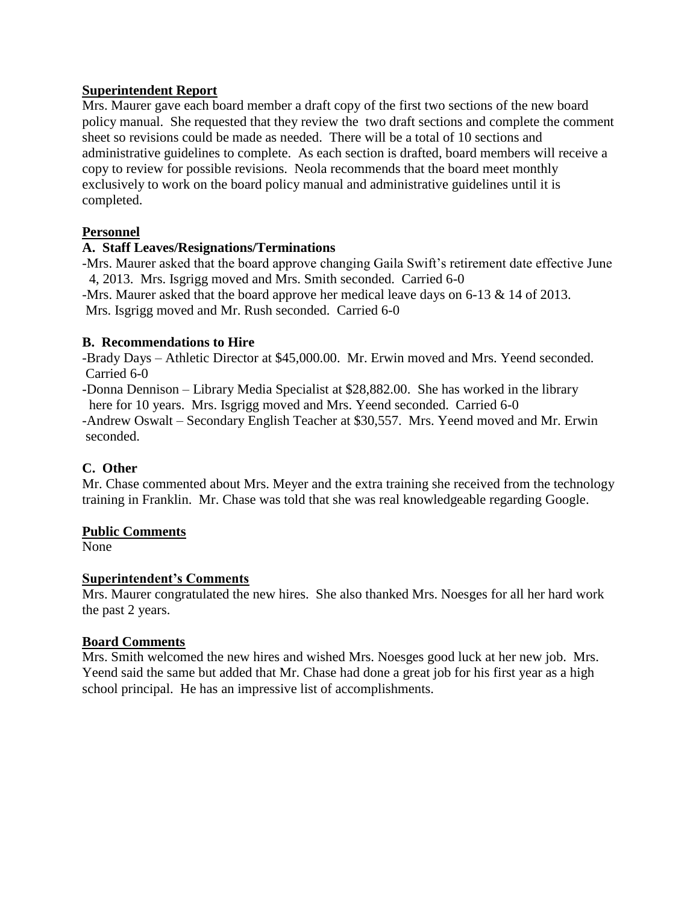**Superintendent Report**

Mrs. Maurer gave each board member a draft copy of the first two sections of the new board policy manual. She requested that they review the two draft sections and complete the comment sheet so revisions could be made as needed. There will be a total of 10 sections and administrative guidelines to complete. As each section is drafted, board members will receive a copy to review for possible revisions. Neola recommends that the board meet monthly exclusively to work on the board policy manual and administrative guidelines until it is completed.

**Personnel**

**A. Staff Leaves/Resignations/Terminations**

-Mrs. Maurer asked that the board approve changing Gaila Swift's retirement date effective June 4, 2013. Mrs. Isgrigg moved and Mrs. Smith seconded. Carried 6-0

-Mrs. Maurer asked that the board approve her medical leave days on 6-13 & 14 of 2013. Mrs. Isgrigg moved and Mr. Rush seconded. Carried 6-0

**B. Recommendations to Hire**

-Brady Days – Athletic Director at $45,000.00. Mr. Erwin moved and Mrs. Yeend seconded. Carried 6-0

-Donna Dennison – Library Media Specialist at $28,882.00. She has worked in the library here for 10 years. Mrs. Isgrigg moved and Mrs. Yeend seconded. Carried 6-0

-Andrew Oswalt – Secondary English Teacher at $30,557. Mrs. Yeend moved and Mr. Erwin seconded.

**C. Other**

Mr. Chase commented about Mrs. Meyer and the extra training she received from the technology training in Franklin. Mr. Chase was told that she was real knowledgeable regarding Google.

**Public Comments**

None

**Superintendent's Comments**

Mrs. Maurer congratulated the new hires. She also thanked Mrs. Noesges for all her hard work the past 2 years.

**Board Comments**

Mrs. Smith welcomed the new hires and wished Mrs. Noesges good luck at her new job. Mrs. Yeend said the same but added that Mr. Chase had done a great job for his first year as a high school principal. He has an impressive list of accomplishments.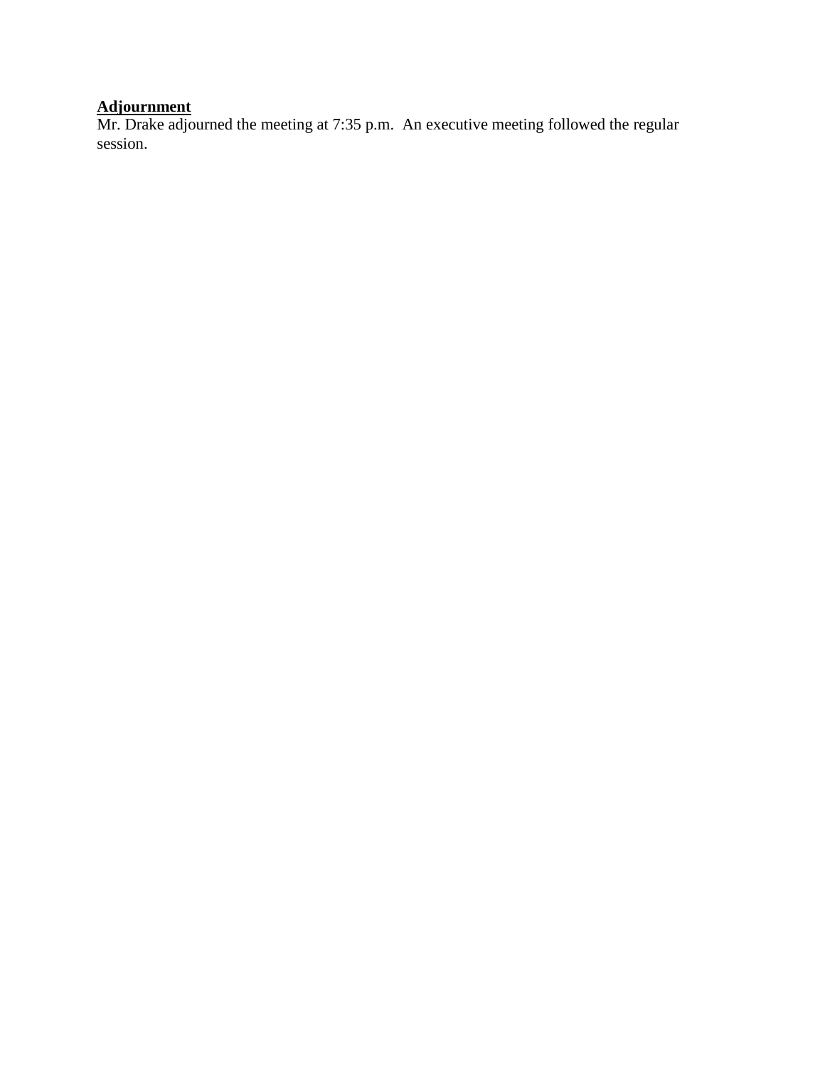**Adjournment**

Mr. Drake adjourned the meeting at 7:35 p.m.  An executive meeting followed the regular session.